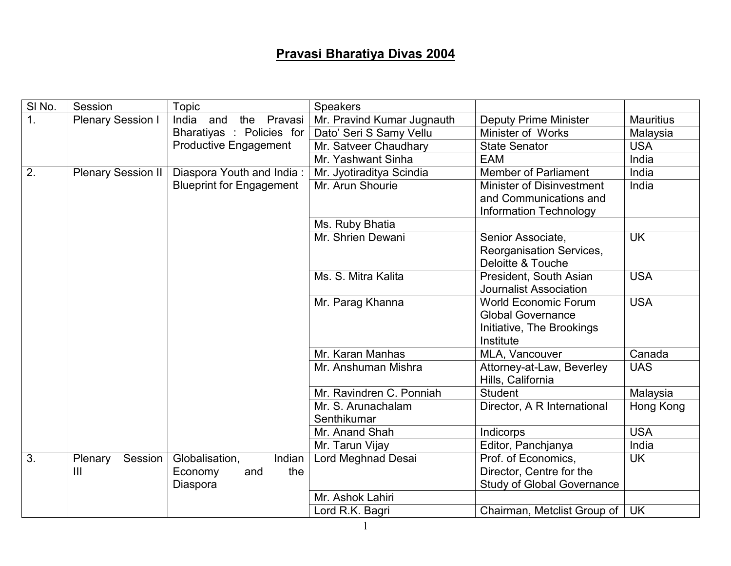# Pravasi Bharatiya Divas 2004

| Sl No. | Session | Topic | Speakers | | |
|---|---|---|---|---|---|
| 1. | Plenary Session I | India and the Pravasi Bharatiyas : Policies for Productive Engagement | Mr. Pravind Kumar Jugnauth | Deputy Prime Minister | Mauritius |
| | | | Dato' Seri S Samy Vellu | Minister of Works | Malaysia |
| | | | Mr. Satveer Chaudhary | State Senator | USA |
| | | | Mr. Yashwant Sinha | EAM | India |
| 2. | Plenary Session II | Diaspora Youth and India : Blueprint for Engagement | Mr. Jyotiraditya Scindia | Member of Parliament | India |
| | | | Mr. Arun Shourie | Minister of Disinvestment and Communications and Information Technology | India |
| | | | Ms. Ruby Bhatia | | |
| | | | Mr. Shrien Dewani | Senior Associate, Reorganisation Services, Deloitte & Touche | UK |
| | | | Ms. S. Mitra Kalita | President, South Asian Journalist Association | USA |
| | | | Mr. Parag Khanna | World Economic Forum Global Governance Initiative, The Brookings Institute | USA |
| | | | Mr. Karan Manhas | MLA, Vancouver | Canada |
| | | | Mr. Anshuman Mishra | Attorney-at-Law, Beverley Hills, California | UAS |
| | | | Mr. Ravindren C. Ponniah | Student | Malaysia |
| | | | Mr. S. Arunachalam Senthikumar | Director, A R International | Hong Kong |
| | | | Mr. Anand Shah | Indicorps | USA |
| | | | Mr. Tarun Vijay | Editor, Panchjanya | India |
| 3. | Plenary Session III | Globalisation, Indian Economy and the Diaspora | Lord Meghnad Desai | Prof. of Economics, Director, Centre for the Study of Global Governance | UK |
| | | | Mr. Ashok Lahiri | | |
| | | | Lord R.K. Bagri | Chairman, Metclist Group of | UK |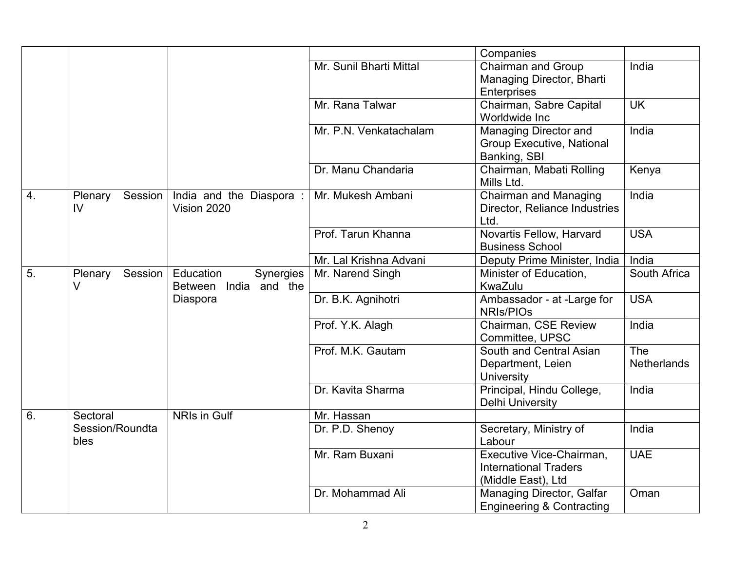| | | | | Companies | |
|---|---|---|---|---|---|
| | | | Mr. Sunil Bharti Mittal | Chairman and Group Managing Director, Bharti Enterprises | India |
| | | | Mr. Rana Talwar | Chairman, Sabre Capital Worldwide Inc | UK |
| | | | Mr. P.N. Venkatachalam | Managing Director and Group Executive, National Banking, SBI | India |
| | | | Dr. Manu Chandaria | Chairman, Mabati Rolling Mills Ltd. | Kenya |
| 4. | Plenary Session IV | India and the Diaspora : Vision 2020 | Mr. Mukesh Ambani | Chairman and Managing Director, Reliance Industries Ltd. | India |
| | | | Prof. Tarun Khanna | Novartis Fellow, Harvard Business School | USA |
| | | | Mr. Lal Krishna Advani | Deputy Prime Minister, India | India |
| 5. | Plenary Session V | Education Synergies Between India and the Diaspora | Mr. Narend Singh | Minister of Education, KwaZulu | South Africa |
| | | | Dr. B.K. Agnihotri | Ambassador - at -Large for NRIs/PIOs | USA |
| | | | Prof. Y.K. Alagh | Chairman, CSE Review Committee, UPSC | India |
| | | | Prof. M.K. Gautam | South and Central Asian Department, Leien University | The Netherlands |
| | | | Dr. Kavita Sharma | Principal, Hindu College, Delhi University | India |
| 6. | Sectoral Session/Roundtables | NRIs in Gulf | Mr. Hassan | | |
| | | | Dr. P.D. Shenoy | Secretary, Ministry of Labour | India |
| | | | Mr. Ram Buxani | Executive Vice-Chairman, International Traders (Middle East), Ltd | UAE |
| | | | Dr. Mohammad Ali | Managing Director, Galfar Engineering & Contracting | Oman |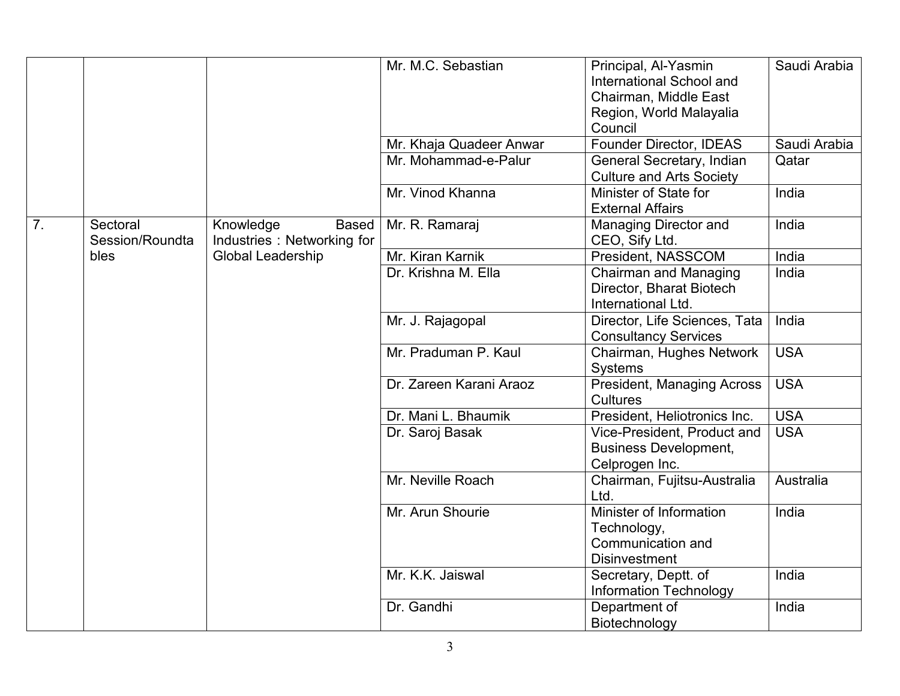| | | | Mr. M.C. Sebastian | Principal, Al-Yasmin International School and Chairman, Middle East Region, World Malayalia Council | Saudi Arabia |
|---|---|---|---|---|---|
| | | | Mr. Khaja Quadeer Anwar | Founder Director, IDEAS | Saudi Arabia |
| | | | Mr. Mohammad-e-Palur | General Secretary, Indian Culture and Arts Society | Qatar |
| | | | Mr. Vinod Khanna | Minister of State for External Affairs | India |
| 7. | Sectoral Session/Roundtables | Knowledge Based Industries : Networking for Global Leadership | Mr. R. Ramaraj | Managing Director and CEO, Sify Ltd. | India |
| | | | Mr. Kiran Karnik | President, NASSCOM | India |
| | | | Dr. Krishna M. Ella | Chairman and Managing Director, Bharat Biotech International Ltd. | India |
| | | | Mr. J. Rajagopal | Director, Life Sciences, Tata Consultancy Services | India |
| | | | Mr. Praduman P. Kaul | Chairman, Hughes Network Systems | USA |
| | | | Dr. Zareen Karani Araoz | President, Managing Across Cultures | USA |
| | | | Dr. Mani L. Bhaumik | President, Heliotronics Inc. | USA |
| | | | Dr. Saroj Basak | Vice-President, Product and Business Development, Celprogen Inc. | USA |
| | | | Mr. Neville Roach | Chairman, Fujitsu-Australia Ltd. | Australia |
| | | | Mr. Arun Shourie | Minister of Information Technology, Communication and Disinvestment | India |
| | | | Mr. K.K. Jaiswal | Secretary, Deptt. of Information Technology | India |
| | | | Dr. Gandhi | Department of Biotechnology | India |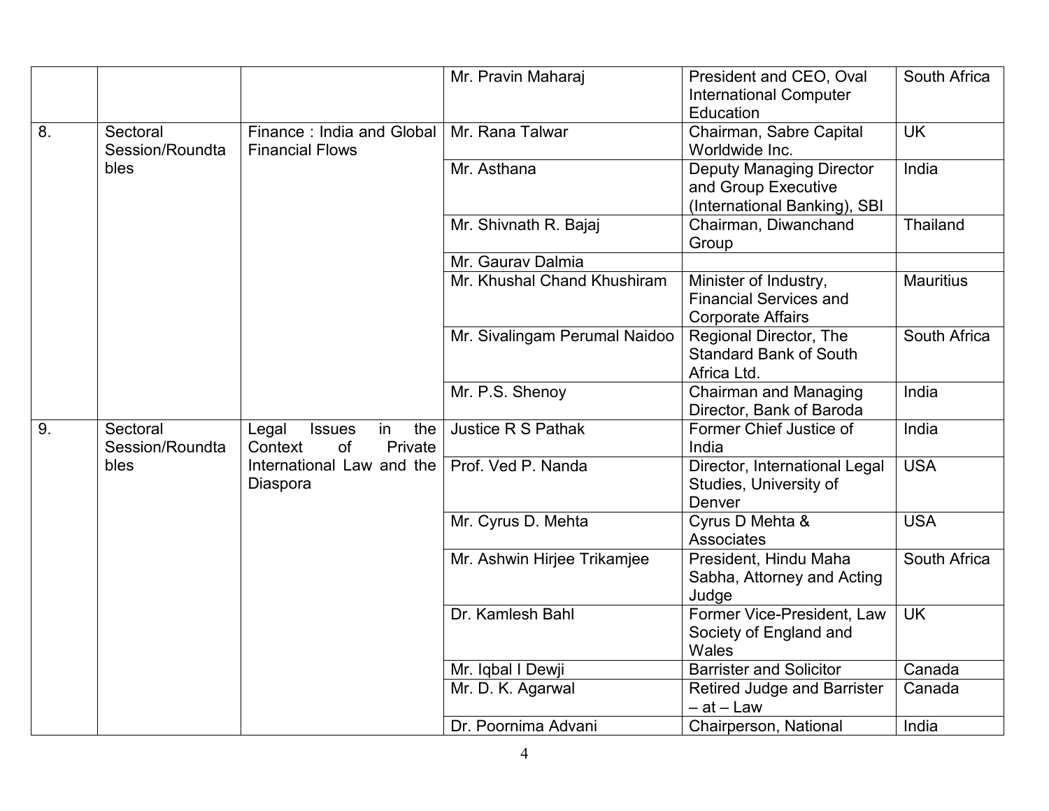| | | | Mr. Pravin Maharaj | President and CEO, Oval International Computer Education | South Africa |
|---|---|---|---|---|---|
| 8. | Sectoral Session/Roundtables | Finance : India and Global Financial Flows | Mr. Rana Talwar | Chairman, Sabre Capital Worldwide Inc. | UK |
| | | | Mr. Asthana | Deputy Managing Director and Group Executive (International Banking), SBI | India |
| | | | Mr. Shivnath R. Bajaj | Chairman, Diwanchand Group | Thailand |
| | | | Mr. Gaurav Dalmia | | |
| | | | Mr. Khushal Chand Khushiram | Minister of Industry, Financial Services and Corporate Affairs | Mauritius |
| | | | Mr. Sivalingam Perumal Naidoo | Regional Director, The Standard Bank of South Africa Ltd. | South Africa |
| | | | Mr. P.S. Shenoy | Chairman and Managing Director, Bank of Baroda | India |
| 9. | Sectoral Session/Roundtables | Legal Issues in the Context of Private International Law and the Diaspora | Justice R S Pathak | Former Chief Justice of India | India |
| | | | Prof. Ved P. Nanda | Director, International Legal Studies, University of Denver | USA |
| | | | Mr. Cyrus D. Mehta | Cyrus D Mehta & Associates | USA |
| | | | Mr. Ashwin Hirjee Trikamjee | President, Hindu Maha Sabha, Attorney and Acting Judge | South Africa |
| | | | Dr. Kamlesh Bahl | Former Vice-President, Law Society of England and Wales | UK |
| | | | Mr. Iqbal I Dewji | Barrister and Solicitor | Canada |
| | | | Mr. D. K. Agarwal | Retired Judge and Barrister – at – Law | Canada |
| | | | Dr. Poornima Advani | Chairperson, National | India |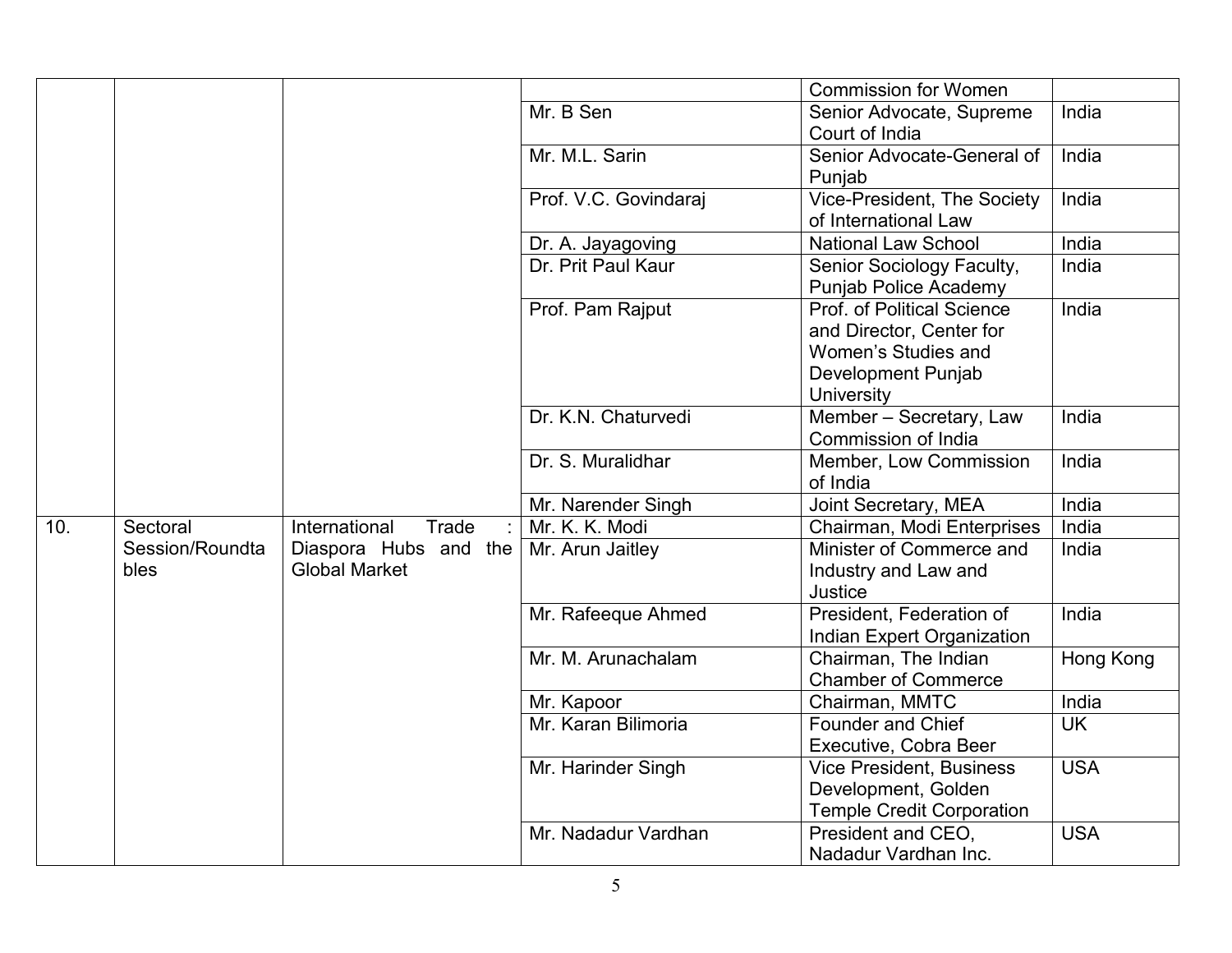| | | | | Commission for Women | |
|---|---|---|---|---|---|
| | | | Mr. B Sen | Senior Advocate, Supreme Court of India | India |
| | | | Mr. M.L. Sarin | Senior Advocate-General of Punjab | India |
| | | | Prof. V.C. Govindaraj | Vice-President, The Society of International Law | India |
| | | | Dr. A. Jayagoving | National Law School | India |
| | | | Dr. Prit Paul Kaur | Senior Sociology Faculty, Punjab Police Academy | India |
| | | | Prof. Pam Rajput | Prof. of Political Science and Director, Center for Women's Studies and Development Punjab University | India |
| | | | Dr. K.N. Chaturvedi | Member – Secretary, Law Commission of India | India |
| | | | Dr. S. Muralidhar | Member, Low Commission of India | India |
| | | | Mr. Narender Singh | Joint Secretary, MEA | India |
| 10. | Sectoral Session/Roundtables | International Trade : Diaspora Hubs and the Global Market | Mr. K. K. Modi | Chairman, Modi Enterprises | India |
| | | | Mr. Arun Jaitley | Minister of Commerce and Industry and Law and Justice | India |
| | | | Mr. Rafeeque Ahmed | President, Federation of Indian Expert Organization | India |
| | | | Mr. M. Arunachalam | Chairman, The Indian Chamber of Commerce | Hong Kong |
| | | | Mr. Kapoor | Chairman, MMTC | India |
| | | | Mr. Karan Bilimoria | Founder and Chief Executive, Cobra Beer | UK |
| | | | Mr. Harinder Singh | Vice President, Business Development, Golden Temple Credit Corporation | USA |
| | | | Mr. Nadadur Vardhan | President and CEO, Nadadur Vardhan Inc. | USA |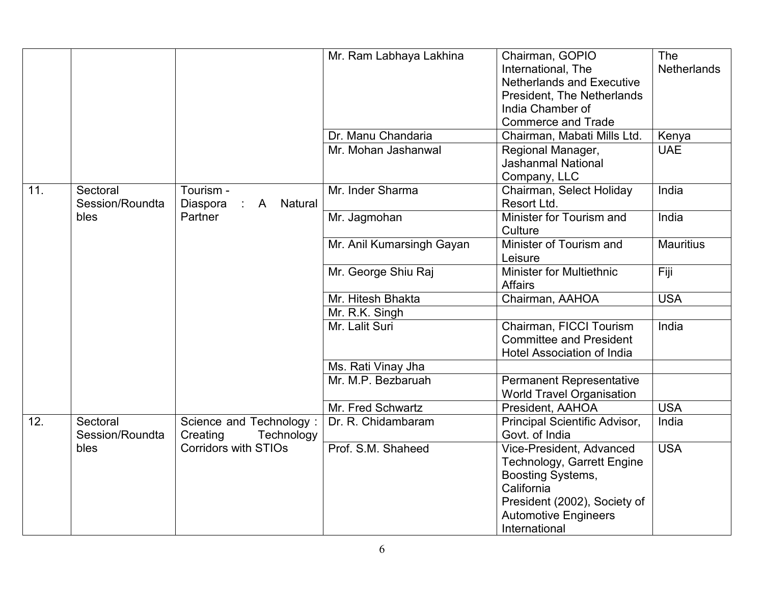| | | | | | |
|---|---|---|---|---|---|
| | | | Mr. Ram Labhaya Lakhina | Chairman, GOPIO International, The Netherlands and Executive President, The Netherlands India Chamber of Commerce and Trade | The Netherlands |
| | | | Dr. Manu Chandaria | Chairman, Mabati Mills Ltd. | Kenya |
| | | | Mr. Mohan Jashanwal | Regional Manager, Jashanmal National Company, LLC | UAE |
| 11. | Sectoral Session/Roundtables | Tourism - Diaspora : A Natural Partner | Mr. Inder Sharma | Chairman, Select Holiday Resort Ltd. | India |
| | | | Mr. Jagmohan | Minister for Tourism and Culture | India |
| | | | Mr. Anil Kumarsingh Gayan | Minister of Tourism and Leisure | Mauritius |
| | | | Mr. George Shiu Raj | Minister for Multiethnic Affairs | Fiji |
| | | | Mr. Hitesh Bhakta | Chairman, AAHOA | USA |
| | | | Mr. R.K. Singh | | |
| | | | Mr. Lalit Suri | Chairman, FICCI Tourism Committee and President Hotel Association of India | India |
| | | | Ms. Rati Vinay Jha | | |
| | | | Mr. M.P. Bezbaruah | Permanent Representative World Travel Organisation | |
| | | | Mr. Fred Schwartz | President, AAHOA | USA |
| 12. | Sectoral Session/Roundtables | Science and Technology : Creating Technology Corridors with STIOs | Dr. R. Chidambaram | Principal Scientific Advisor, Govt. of India | India |
| | | | Prof. S.M. Shaheed | Vice-President, Advanced Technology, Garrett Engine Boosting Systems, California President (2002), Society of Automotive Engineers International | USA |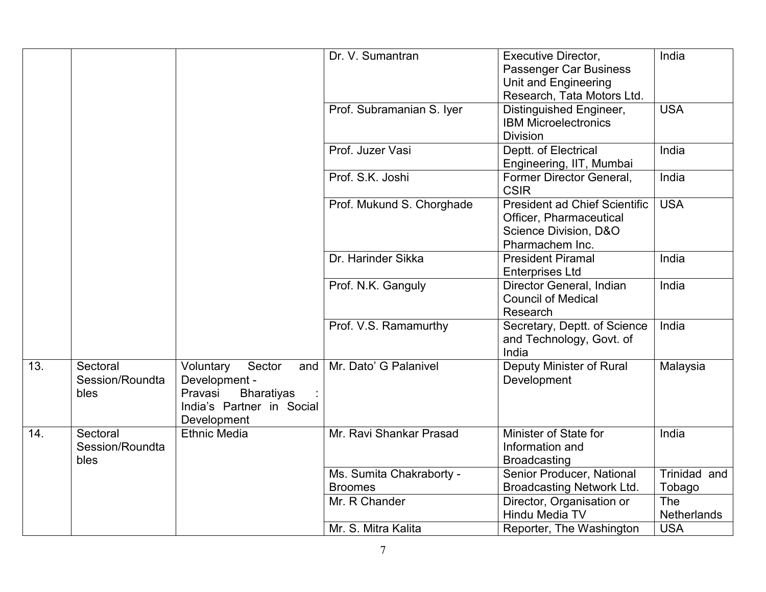| | | | Dr. V. Sumantran | Executive Director, Passenger Car Business Unit and Engineering Research, Tata Motors Ltd. | India |
|---|---|---|---|---|---|
| | | | Prof. Subramanian S. Iyer | Distinguished Engineer, IBM Microelectronics Division | USA |
| | | | Prof. Juzer Vasi | Deptt. of Electrical Engineering, IIT, Mumbai | India |
| | | | Prof. S.K. Joshi | Former Director General, CSIR | India |
| | | | Prof. Mukund S. Chorghade | President ad Chief Scientific Officer, Pharmaceutical Science Division, D&O Pharmachem Inc. | USA |
| | | | Dr. Harinder Sikka | President Piramal Enterprises Ltd | India |
| | | | Prof. N.K. Ganguly | Director General, Indian Council of Medical Research | India |
| | | | Prof. V.S. Ramamurthy | Secretary, Deptt. of Science and Technology, Govt. of India | India |
| 13. | Sectoral Session/Roundtables | Voluntary Sector and Development - Pravasi Bharatiyas : India's Partner in Social Development | Mr. Dato' G Palanivel | Deputy Minister of Rural Development | Malaysia |
| 14. | Sectoral Session/Roundtables | Ethnic Media | Mr. Ravi Shankar Prasad | Minister of State for Information and Broadcasting | India |
| | | | Ms. Sumita Chakraborty - Broomes | Senior Producer, National Broadcasting Network Ltd. | Trinidad and Tobago |
| | | | Mr. R Chander | Director, Organisation or Hindu Media TV | The Netherlands |
| | | | Mr. S. Mitra Kalita | Reporter, The Washington | USA |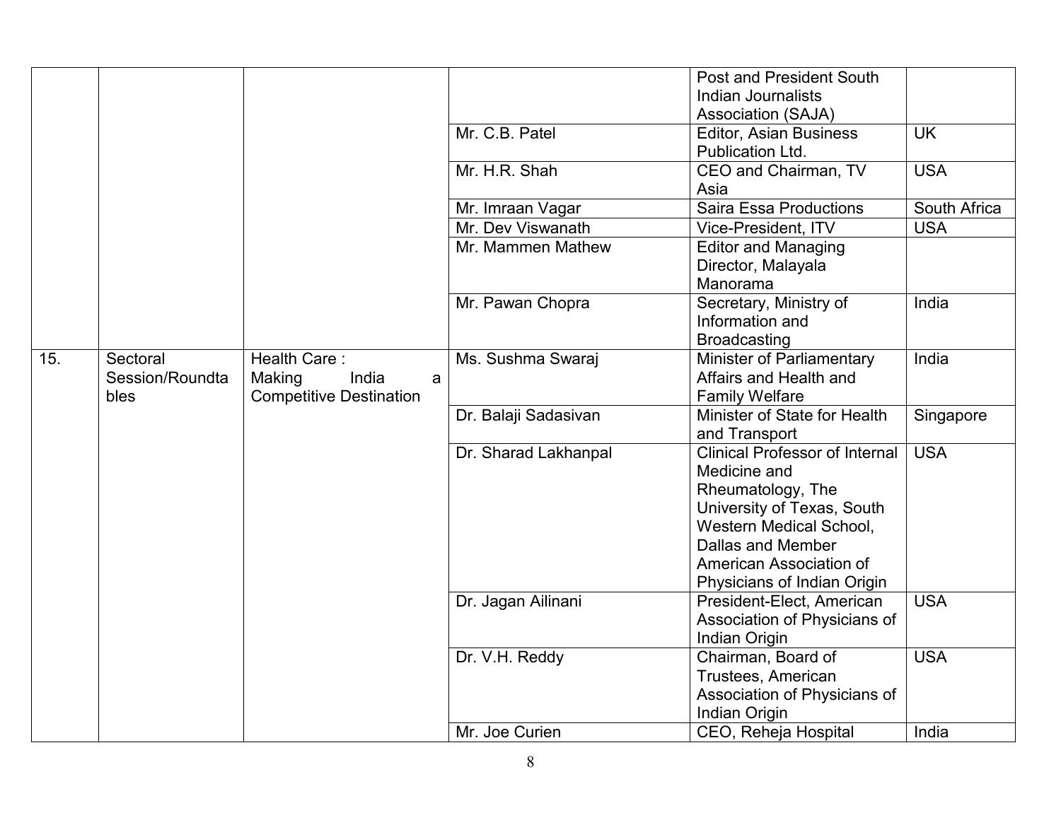| | | | | | |
|---|---|---|---|---|---|
| | | | | Post and President South Indian Journalists Association (SAJA) | |
| | | | Mr. C.B. Patel | Editor, Asian Business Publication Ltd. | UK |
| | | | Mr. H.R. Shah | CEO and Chairman, TV Asia | USA |
| | | | Mr. Imraan Vagar | Saira Essa Productions | South Africa |
| | | | Mr. Dev Viswanath | Vice-President, ITV | USA |
| | | | Mr. Mammen Mathew | Editor and Managing Director, Malayala Manorama | |
| | | | Mr. Pawan Chopra | Secretary, Ministry of Information and Broadcasting | India |
| 15. | Sectoral Session/Roundtables | Health Care : Making India a Competitive Destination | Ms. Sushma Swaraj | Minister of Parliamentary Affairs and Health and Family Welfare | India |
| | | | Dr. Balaji Sadasivan | Minister of State for Health and Transport | Singapore |
| | | | Dr. Sharad Lakhanpal | Clinical Professor of Internal Medicine and Rheumatology, The University of Texas, South Western Medical School, Dallas and Member American Association of Physicians of Indian Origin | USA |
| | | | Dr. Jagan Ailinani | President-Elect, American Association of Physicians of Indian Origin | USA |
| | | | Dr. V.H. Reddy | Chairman, Board of Trustees, American Association of Physicians of Indian Origin | USA |
| | | | Mr. Joe Curien | CEO, Reheja Hospital | India |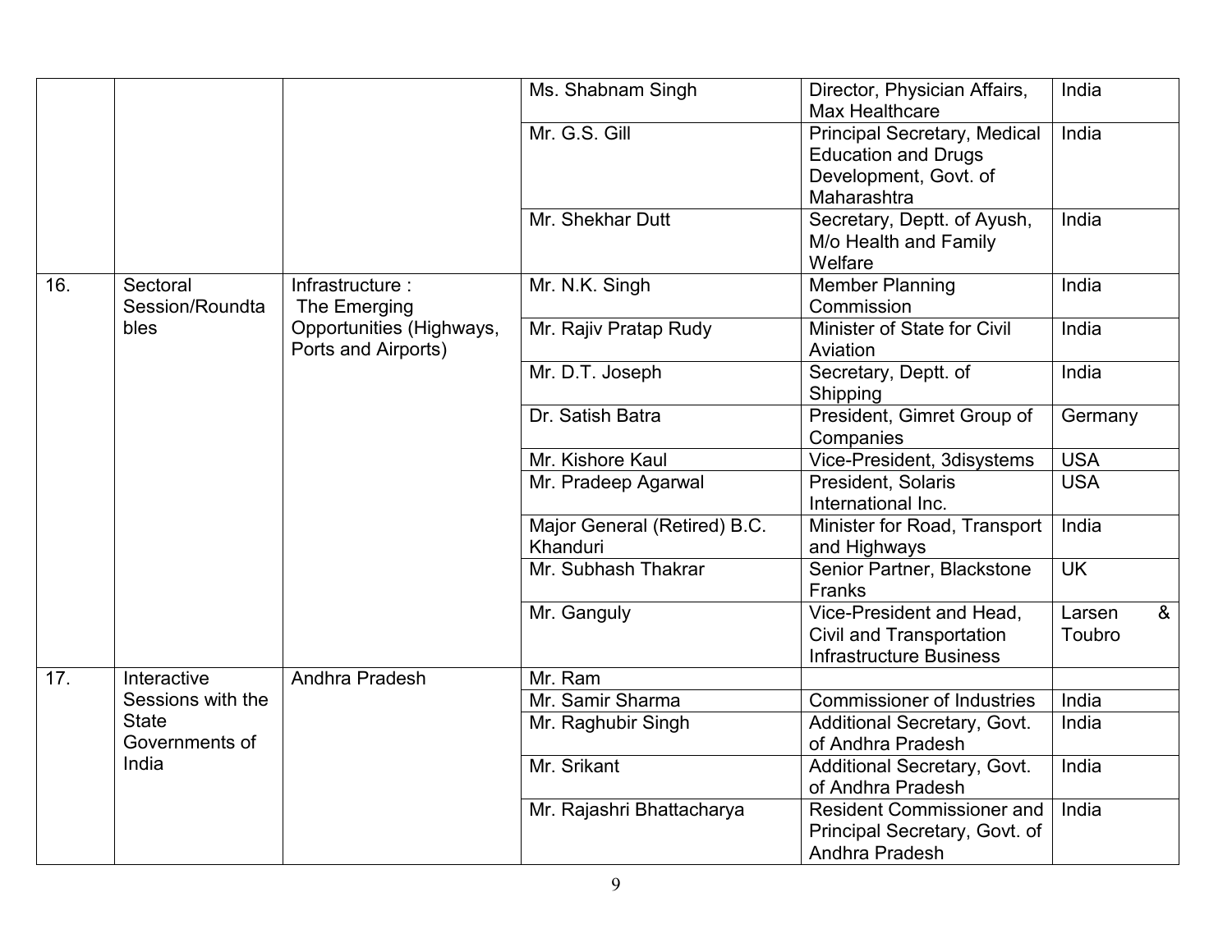| | | | | | |
|---|---|---|---|---|---|
| | | | Ms. Shabnam Singh | Director, Physician Affairs, Max Healthcare | India |
| | | | Mr. G.S. Gill | Principal Secretary, Medical Education and Drugs Development, Govt. of Maharashtra | India |
| | | | Mr. Shekhar Dutt | Secretary, Deptt. of Ayush, M/o Health and Family Welfare | India |
| 16. | Sectoral Session/Roundtables | Infrastructure : The Emerging Opportunities (Highways, Ports and Airports) | Mr. N.K. Singh | Member Planning Commission | India |
| | | | Mr. Rajiv Pratap Rudy | Minister of State for Civil Aviation | India |
| | | | Mr. D.T. Joseph | Secretary, Deptt. of Shipping | India |
| | | | Dr. Satish Batra | President, Gimret Group of Companies | Germany |
| | | | Mr. Kishore Kaul | Vice-President, 3disystems | USA |
| | | | Mr. Pradeep Agarwal | President, Solaris International Inc. | USA |
| | | | Major General (Retired) B.C. Khanduri | Minister for Road, Transport and Highways | India |
| | | | Mr. Subhash Thakrar | Senior Partner, Blackstone Franks | UK |
| | | | Mr. Ganguly | Vice-President and Head, Civil and Transportation Infrastructure Business | Larsen & Toubro |
| 17. | Interactive Sessions with the State Governments of India | Andhra Pradesh | Mr. Ram | | |
| | | | Mr. Samir Sharma | Commissioner of Industries | India |
| | | | Mr. Raghubir Singh | Additional Secretary, Govt. of Andhra Pradesh | India |
| | | | Mr. Srikant | Additional Secretary, Govt. of Andhra Pradesh | India |
| | | | Mr. Rajashri Bhattacharya | Resident Commissioner and Principal Secretary, Govt. of Andhra Pradesh | India |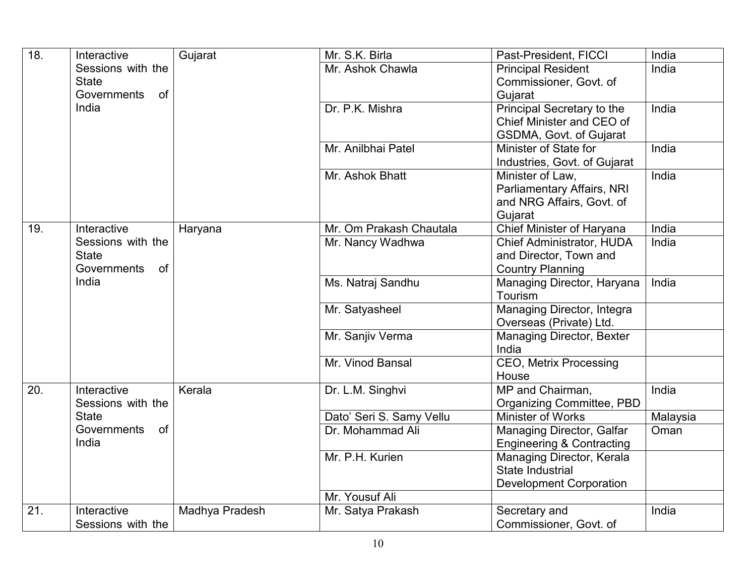| 18. | Interactive Sessions with the State Governments of India | Gujarat | Mr. S.K. Birla | Past-President, FICCI | India |
|---|---|---|---|---|---|
| | | | Mr. Ashok Chawla | Principal Resident Commissioner, Govt. of Gujarat | India |
| | | | Dr. P.K. Mishra | Principal Secretary to the Chief Minister and CEO of GSDMA, Govt. of Gujarat | India |
| | | | Mr. Anilbhai Patel | Minister of State for Industries, Govt. of Gujarat | India |
| | | | Mr. Ashok Bhatt | Minister of Law, Parliamentary Affairs, NRI and NRG Affairs, Govt. of Gujarat | India |
| 19. | Interactive Sessions with the State Governments of India | Haryana | Mr. Om Prakash Chautala | Chief Minister of Haryana | India |
| | | | Mr. Nancy Wadhwa | Chief Administrator, HUDA and Director, Town and Country Planning | India |
| | | | Ms. Natraj Sandhu | Managing Director, Haryana Tourism | India |
| | | | Mr. Satyasheel | Managing Director, Integra Overseas (Private) Ltd. | |
| | | | Mr. Sanjiv Verma | Managing Director, Bexter India | |
| | | | Mr. Vinod Bansal | CEO, Metrix Processing House | |
| 20. | Interactive Sessions with the State Governments of India | Kerala | Dr. L.M. Singhvi | MP and Chairman, Organizing Committee, PBD | India |
| | | | Dato' Seri S. Samy Vellu | Minister of Works | Malaysia |
| | | | Dr. Mohammad Ali | Managing Director, Galfar Engineering & Contracting | Oman |
| | | | Mr. P.H. Kurien | Managing Director, Kerala State Industrial Development Corporation | |
| | | | Mr. Yousuf Ali | | |
| 21. | Interactive Sessions with the | Madhya Pradesh | Mr. Satya Prakash | Secretary and Commissioner, Govt. of | India |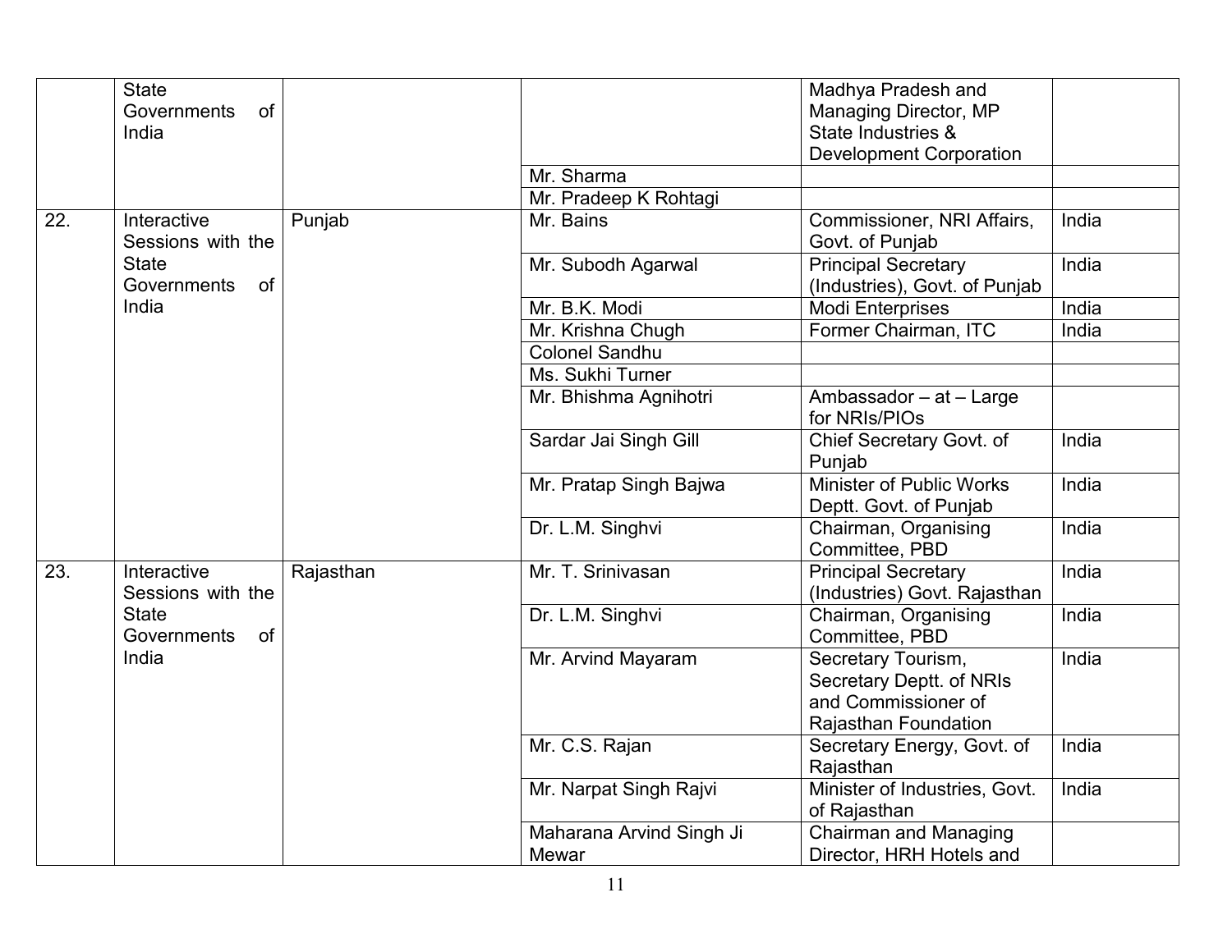| | | | | | |
|---|---|---|---|---|---|
| | State Governments of India | | | Madhya Pradesh and Managing Director, MP State Industries & Development Corporation | |
| | | | Mr. Sharma | | |
| | | | Mr. Pradeep K Rohtagi | | |
| 22. | Interactive Sessions with the State Governments of India | Punjab | Mr. Bains | Commissioner, NRI Affairs, Govt. of Punjab | India |
| | | | Mr. Subodh Agarwal | Principal Secretary (Industries), Govt. of Punjab | India |
| | | | Mr. B.K. Modi | Modi Enterprises | India |
| | | | Mr. Krishna Chugh | Former Chairman, ITC | India |
| | | | Colonel Sandhu | | |
| | | | Ms. Sukhi Turner | | |
| | | | Mr. Bhishma Agnihotri | Ambassador – at – Large for NRIs/PIOs | |
| | | | Sardar Jai Singh Gill | Chief Secretary Govt. of Punjab | India |
| | | | Mr. Pratap Singh Bajwa | Minister of Public Works Deptt. Govt. of Punjab | India |
| | | | Dr. L.M. Singhvi | Chairman, Organising Committee, PBD | India |
| 23. | Interactive Sessions with the State Governments of India | Rajasthan | Mr. T. Srinivasan | Principal Secretary (Industries) Govt. Rajasthan | India |
| | | | Dr. L.M. Singhvi | Chairman, Organising Committee, PBD | India |
| | | | Mr. Arvind Mayaram | Secretary Tourism, Secretary Deptt. of NRIs and Commissioner of Rajasthan Foundation | India |
| | | | Mr. C.S. Rajan | Secretary Energy, Govt. of Rajasthan | India |
| | | | Mr. Narpat Singh Rajvi | Minister of Industries, Govt. of Rajasthan | India |
| | | | Maharana Arvind Singh Ji Mewar | Chairman and Managing Director, HRH Hotels and | |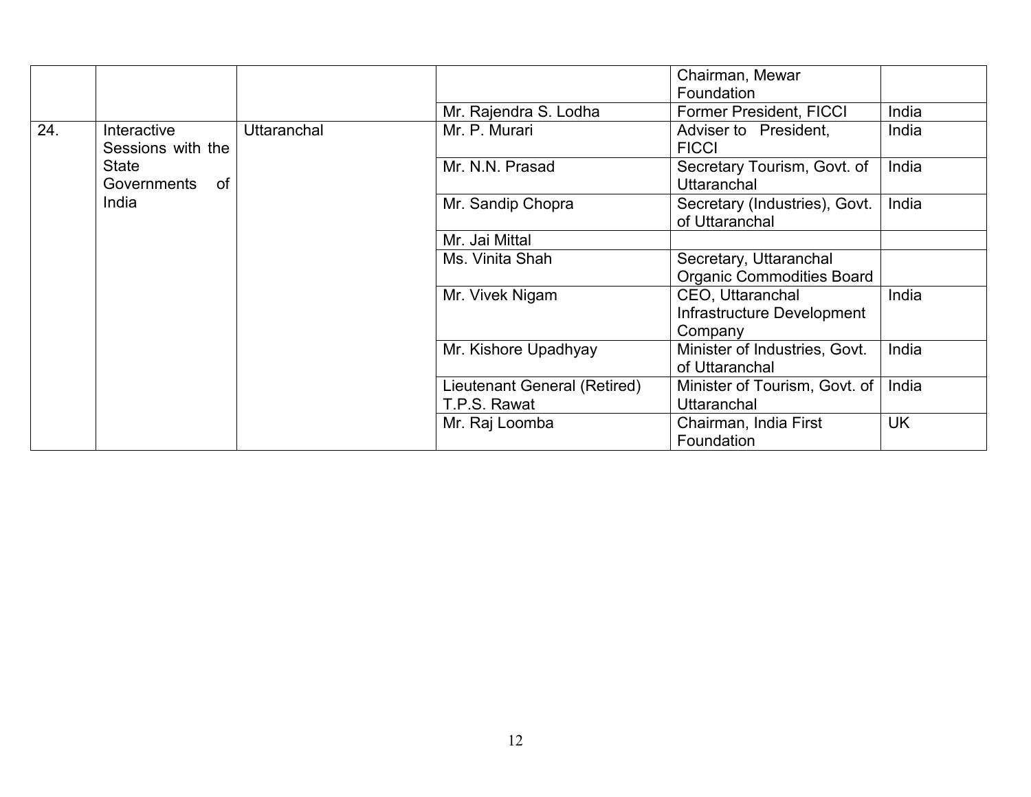| | | | | | |
|---|---|---|---|---|---|
| | | | | Chairman, Mewar Foundation | |
| | | | Mr. Rajendra S. Lodha | Former President, FICCI | India |
| 24. | Interactive Sessions with the State Governments of India | Uttaranchal | Mr. P. Murari | Adviser to President, FICCI | India |
| | | | Mr. N.N. Prasad | Secretary Tourism, Govt. of Uttaranchal | India |
| | | | Mr. Sandip Chopra | Secretary (Industries), Govt. of Uttaranchal | India |
| | | | Mr. Jai Mittal | | |
| | | | Ms. Vinita Shah | Secretary, Uttaranchal Organic Commodities Board | |
| | | | Mr. Vivek Nigam | CEO, Uttaranchal Infrastructure Development Company | India |
| | | | Mr. Kishore Upadhyay | Minister of Industries, Govt. of Uttaranchal | India |
| | | | Lieutenant General (Retired) T.P.S. Rawat | Minister of Tourism, Govt. of Uttaranchal | India |
| | | | Mr. Raj Loomba | Chairman, India First Foundation | UK |